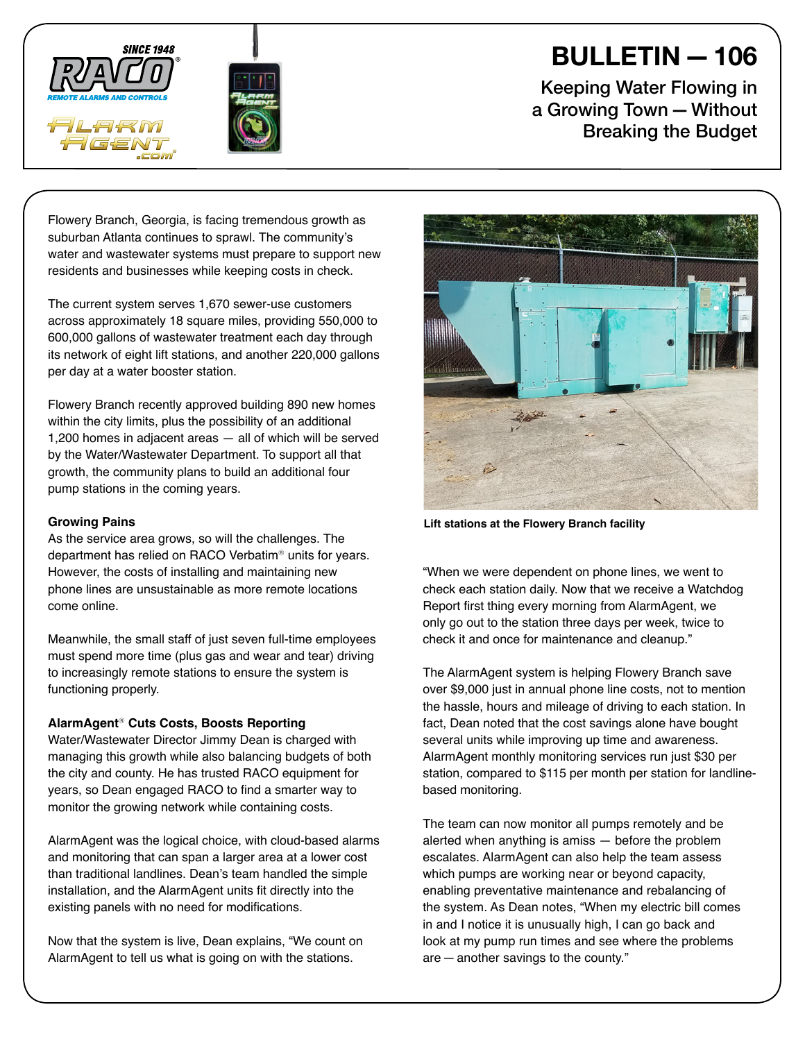# BULLETIN — 106

## Keeping Water Flowing in a Growing Town — Without Breaking the Budget

Flowery Branch, Georgia, is facing tremendous growth as suburban Atlanta continues to sprawl. The community's water and wastewater systems must prepare to support new residents and businesses while keeping costs in check.

The current system serves 1,670 sewer-use customers across approximately 18 square miles, providing 550,000 to 600,000 gallons of wastewater treatment each day through its network of eight lift stations, and another 220,000 gallons per day at a water booster station.

Flowery Branch recently approved building 890 new homes within the city limits, plus the possibility of an additional 1,200 homes in adjacent areas — all of which will be served by the Water/Wastewater Department. To support all that growth, the community plans to build an additional four pump stations in the coming years.

### Growing Pains

As the service area grows, so will the challenges. The department has relied on RACO Verbatim® units for years. However, the costs of installing and maintaining new phone lines are unsustainable as more remote locations come online.

Meanwhile, the small staff of just seven full-time employees must spend more time (plus gas and wear and tear) driving to increasingly remote stations to ensure the system is functioning properly.

### AlarmAgent® Cuts Costs, Boosts Reporting

Water/Wastewater Director Jimmy Dean is charged with managing this growth while also balancing budgets of both the city and county. He has trusted RACO equipment for years, so Dean engaged RACO to find a smarter way to monitor the growing network while containing costs.

AlarmAgent was the logical choice, with cloud-based alarms and monitoring that can span a larger area at a lower cost than traditional landlines. Dean's team handled the simple installation, and the AlarmAgent units fit directly into the existing panels with no need for modifications.

Now that the system is live, Dean explains, "We count on AlarmAgent to tell us what is going on with the stations.

**Lift stations at the Flowery Branch facility**

"When we were dependent on phone lines, we went to check each station daily. Now that we receive a Watchdog Report first thing every morning from AlarmAgent, we only go out to the station three days per week, twice to check it and once for maintenance and cleanup."

The AlarmAgent system is helping Flowery Branch save over $9,000 just in annual phone line costs, not to mention the hassle, hours and mileage of driving to each station. In fact, Dean noted that the cost savings alone have bought several units while improving up time and awareness. AlarmAgent monthly monitoring services run just $30 per station, compared to $115 per month per station for landline-based monitoring.

The team can now monitor all pumps remotely and be alerted when anything is amiss — before the problem escalates. AlarmAgent can also help the team assess which pumps are working near or beyond capacity, enabling preventative maintenance and rebalancing of the system. As Dean notes, "When my electric bill comes in and I notice it is unusually high, I can go back and look at my pump run times and see where the problems are — another savings to the county."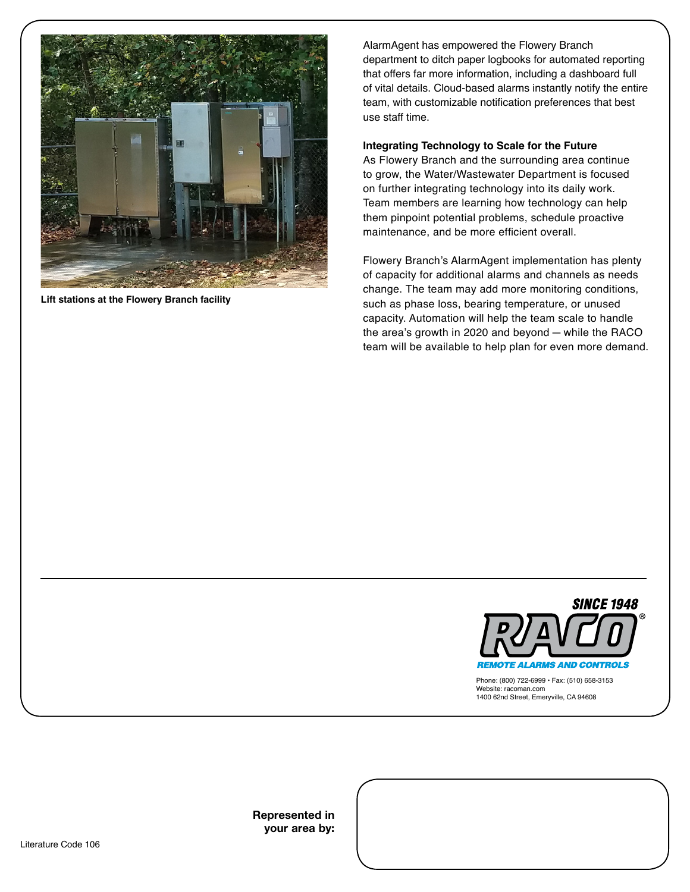Lift stations at the Flowery Branch facility

AlarmAgent has empowered the Flowery Branch department to ditch paper logbooks for automated reporting that offers far more information, including a dashboard full of vital details. Cloud-based alarms instantly notify the entire team, with customizable notification preferences that best use staff time.

**Integrating Technology to Scale for the Future**

As Flowery Branch and the surrounding area continue to grow, the Water/Wastewater Department is focused on further integrating technology into its daily work. Team members are learning how technology can help them pinpoint potential problems, schedule proactive maintenance, and be more efficient overall.

Flowery Branch's AlarmAgent implementation has plenty of capacity for additional alarms and channels as needs change. The team may add more monitoring conditions, such as phase loss, bearing temperature, or unused capacity. Automation will help the team scale to handle the area's growth in 2020 and beyond — while the RACO team will be available to help plan for even more demand.

SINCE 1948

RACO®

REMOTE ALARMS AND CONTROLS

Phone: (800) 722-6999 • Fax: (510) 658-3153
Website: racoman.com
1400 62nd Street, Emeryville, CA 94608

**Represented in your area by:**

Literature Code 106